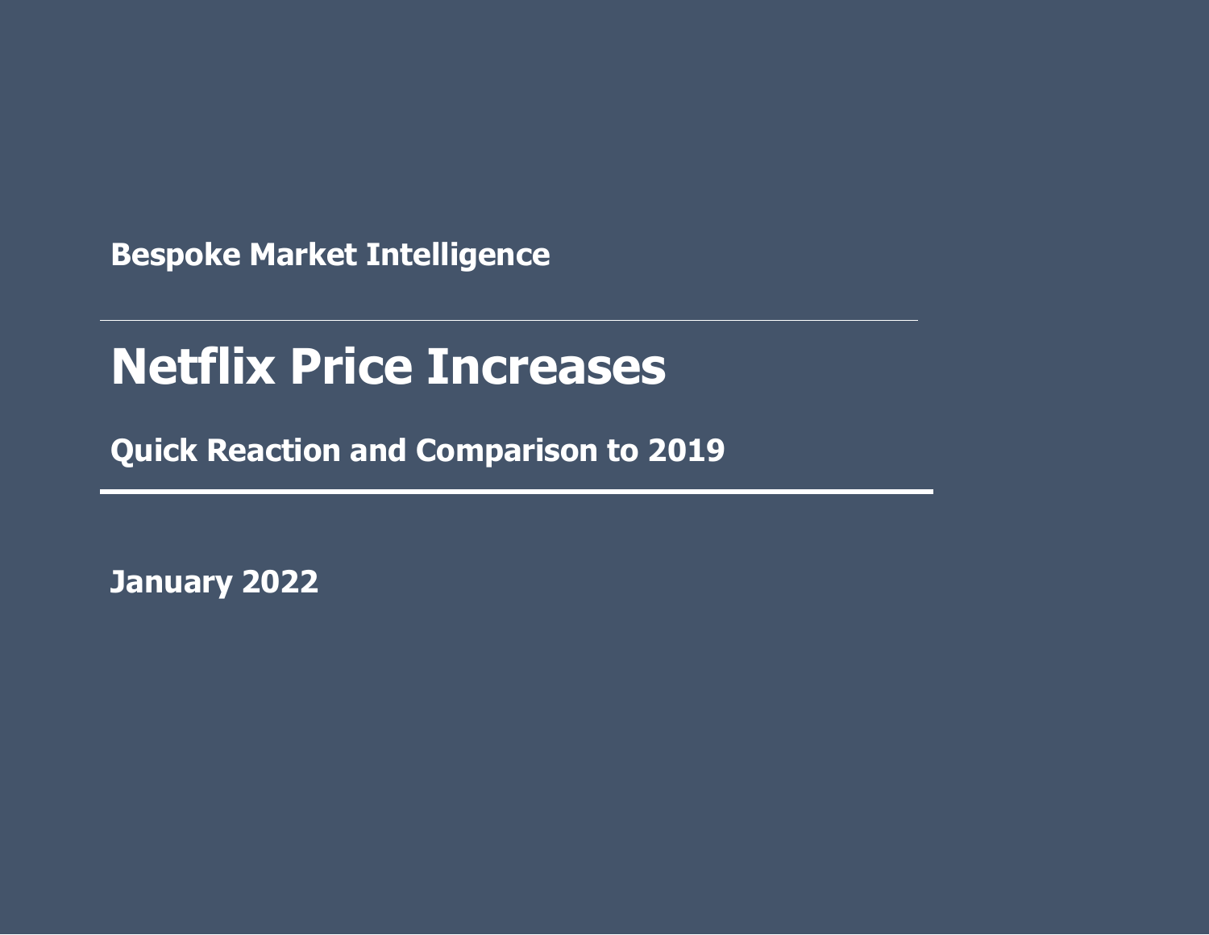**Bespoke Market Intelligence**

# Netflix Price Increases

## Quick Reaction and Comparison to 2019

**January 2022**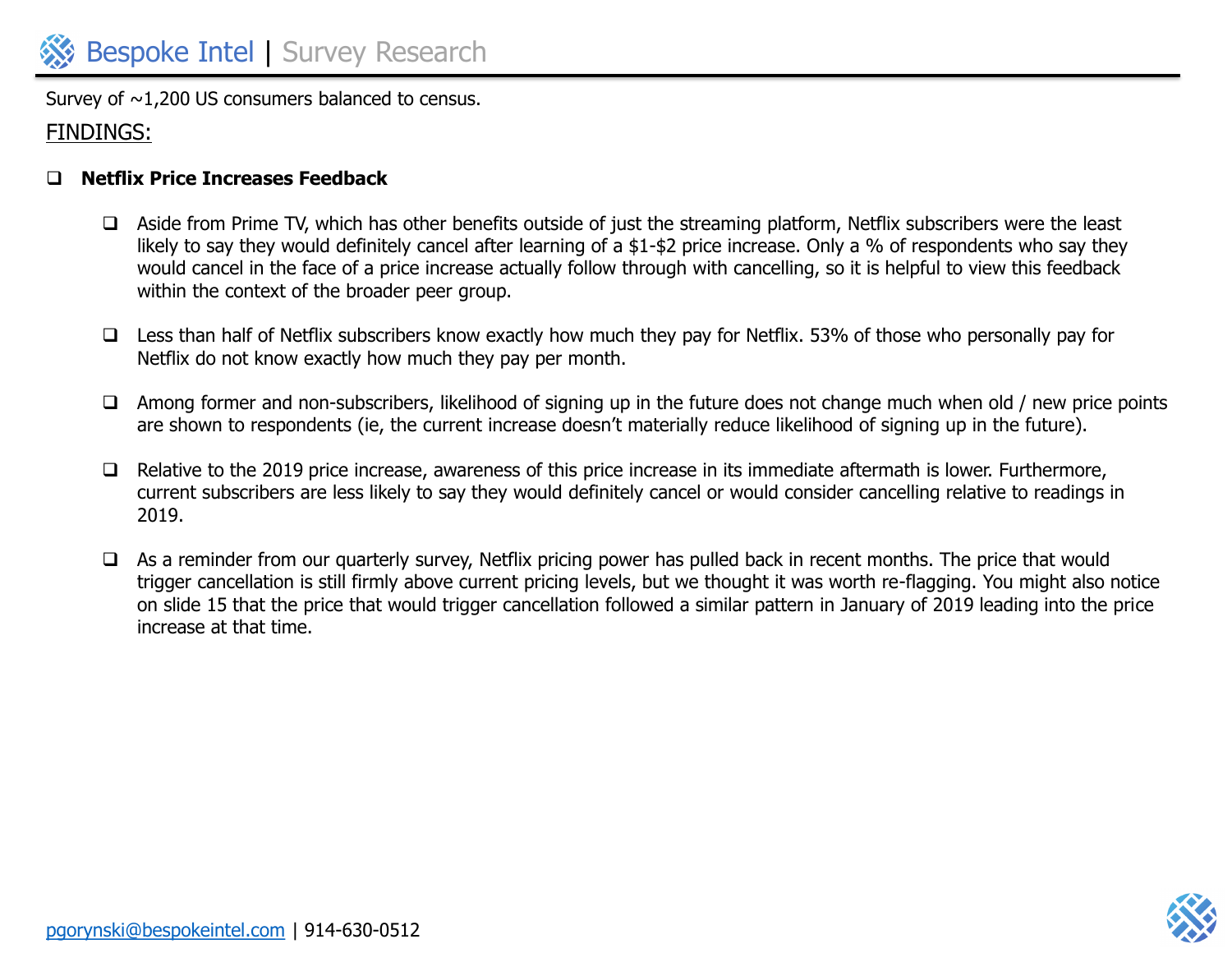Survey of ~1,200 US consumers balanced to census.

FINDINGS:

- **Netflix Price Increases Feedback**

  - Aside from Prime TV, which has other benefits outside of just the streaming platform, Netflix subscribers were the least likely to say they would definitely cancel after learning of a $1-$2 price increase. Only a % of respondents who say they would cancel in the face of a price increase actually follow through with cancelling, so it is helpful to view this feedback within the context of the broader peer group.

  - Less than half of Netflix subscribers know exactly how much they pay for Netflix. 53% of those who personally pay for Netflix do not know exactly how much they pay per month.

  - Among former and non-subscribers, likelihood of signing up in the future does not change much when old / new price points are shown to respondents (ie, the current increase doesn't materially reduce likelihood of signing up in the future).

  - Relative to the 2019 price increase, awareness of this price increase in its immediate aftermath is lower. Furthermore, current subscribers are less likely to say they would definitely cancel or would consider cancelling relative to readings in 2019.

  - As a reminder from our quarterly survey, Netflix pricing power has pulled back in recent months. The price that would trigger cancellation is still firmly above current pricing levels, but we thought it was worth re-flagging. You might also notice on slide 15 that the price that would trigger cancellation followed a similar pattern in January of 2019 leading into the price increase at that time.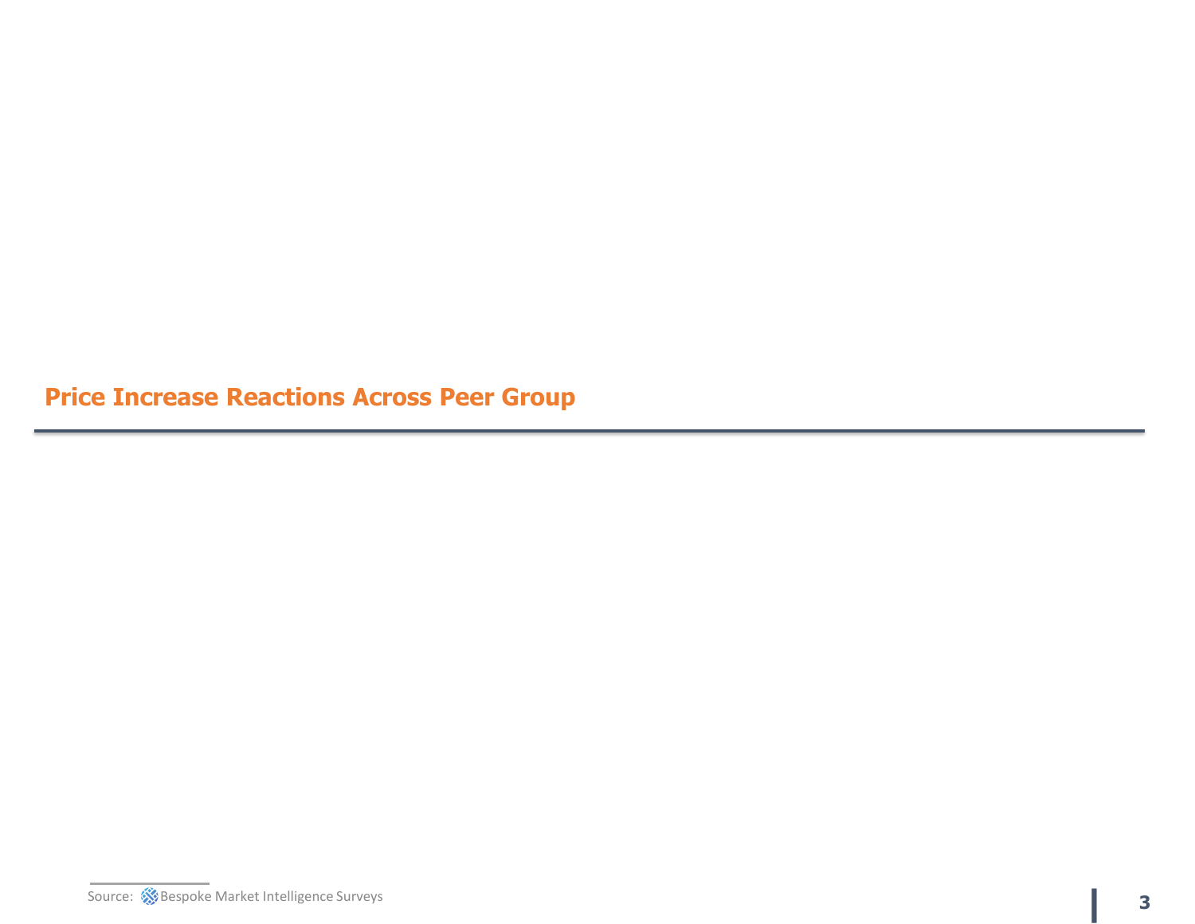## Price Increase Reactions Across Peer Group

Source: Bespoke Market Intelligence Surveys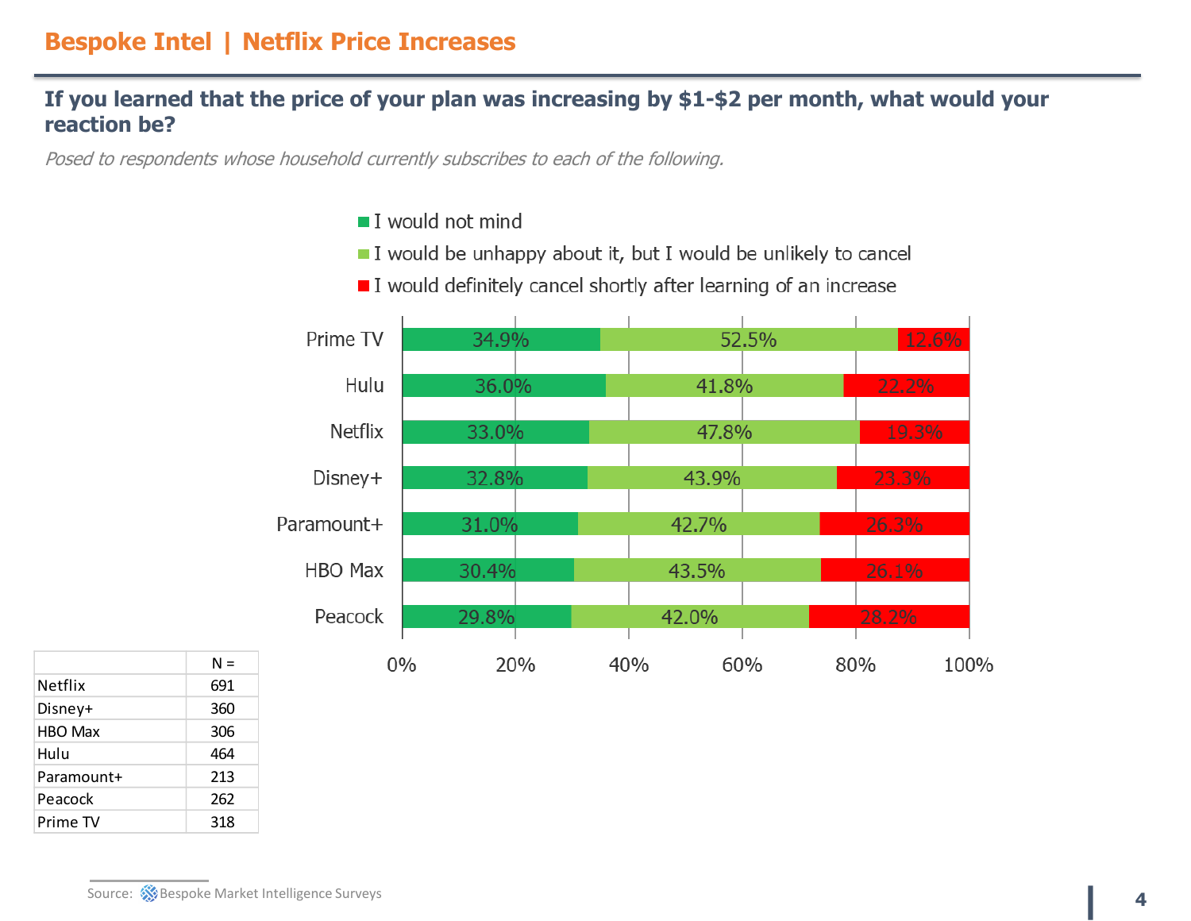## Bespoke Intel | Netflix Price Increases

### If you learned that the price of your plan was increasing by $1-$2 per month, what would your reaction be?

*Posed to respondents whose household currently subscribes to each of the following.*

| | I would not mind | I would be unhappy about it, but I would be unlikely to cancel | I would definitely cancel shortly after learning of an increase |
|---|---|---|---|
| Prime TV | 34.9% | 52.5% | 12.6% |
| Hulu | 36.0% | 41.8% | 22.2% |
| Netflix | 33.0% | 47.8% | 19.3% |
| Disney+ | 32.8% | 43.9% | 23.3% |
| Paramount+ | 31.0% | 42.7% | 26.3% |
| HBO Max | 30.4% | 43.5% | 26.1% |
| Peacock | 29.8% | 42.0% | 28.2% |

| | N = |
|---|---|
| Netflix | 691 |
| Disney+ | 360 |
| HBO Max | 306 |
| Hulu | 464 |
| Paramount+ | 213 |
| Peacock | 262 |
| Prime TV | 318 |

Source: Bespoke Market Intelligence Surveys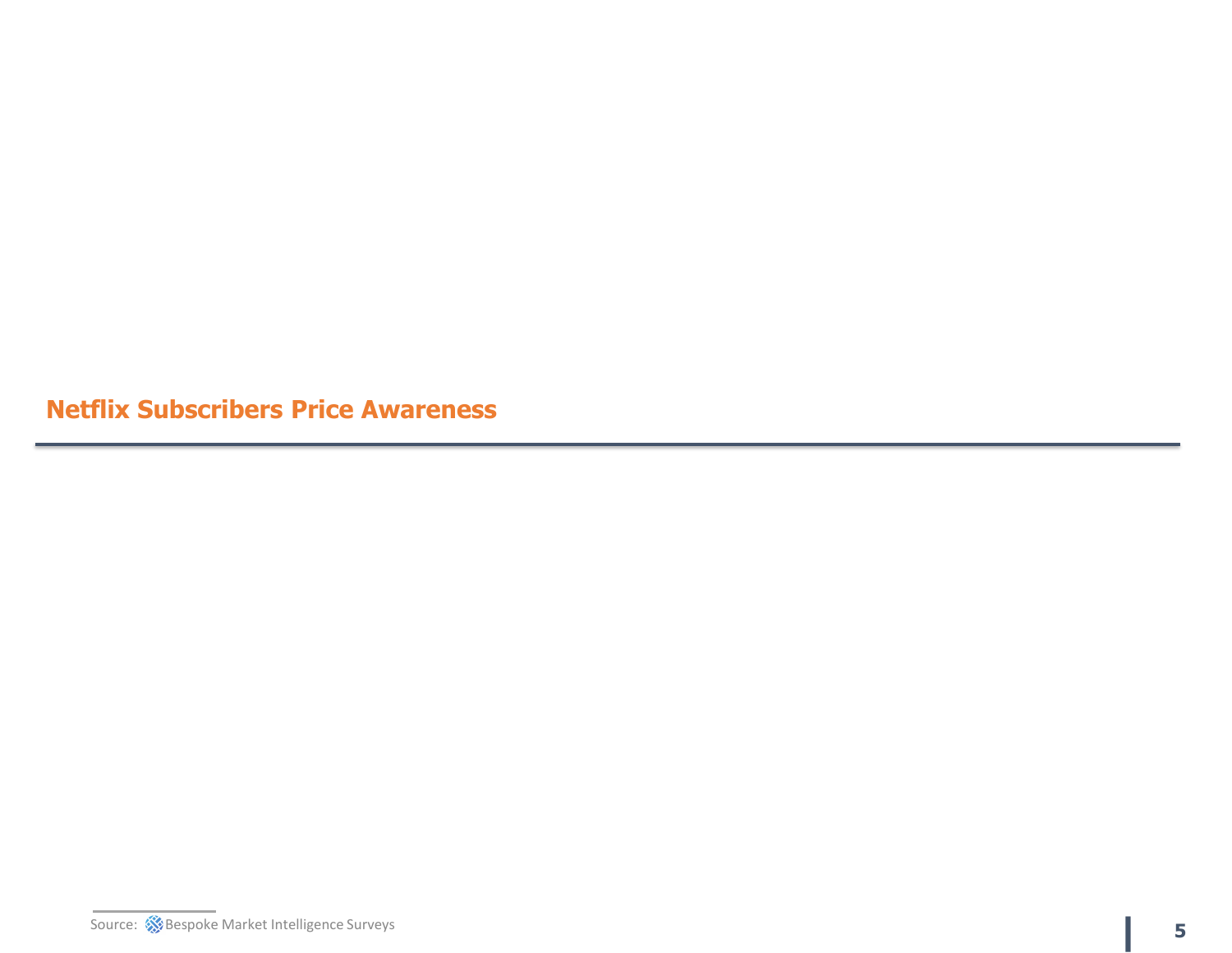## Netflix Subscribers Price Awareness

Source: Bespoke Market Intelligence Surveys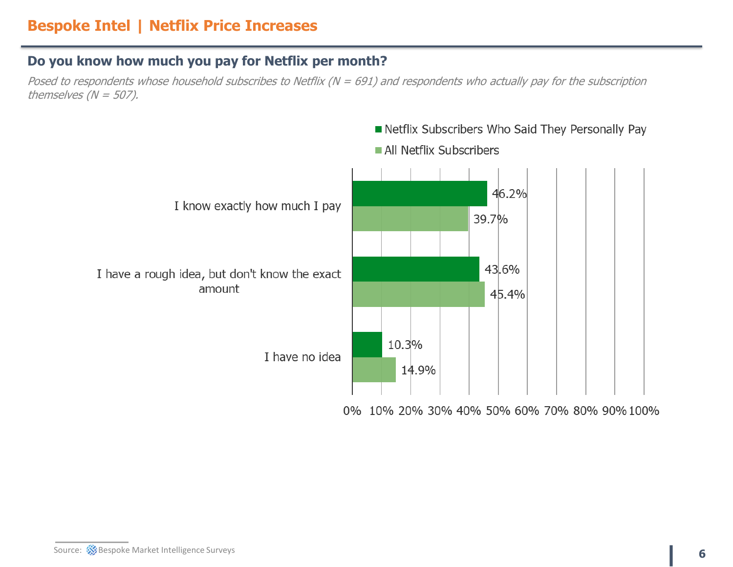## Bespoke Intel | Netflix Price Increases

### Do you know how much you pay for Netflix per month?

*Posed to respondents whose household subscribes to Netflix (N = 691) and respondents who actually pay for the subscription themselves (N = 507).*

| | Netflix Subscribers Who Said They Personally Pay | All Netflix Subscribers |
|---|---|---|
| I know exactly how much I pay | 46.2% | 39.7% |
| I have a rough idea, but don't know the exact amount | 43.6% | 45.4% |
| I have no idea | 10.3% | 14.9% |

Source: Bespoke Market Intelligence Surveys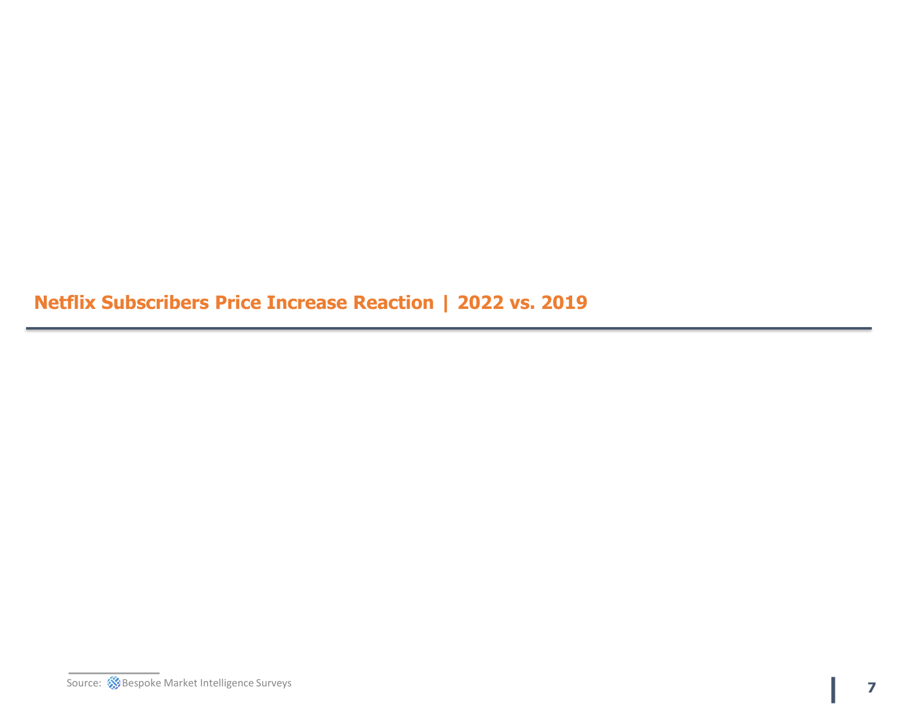## Netflix Subscribers Price Increase Reaction | 2022 vs. 2019

Source: Bespoke Market Intelligence Surveys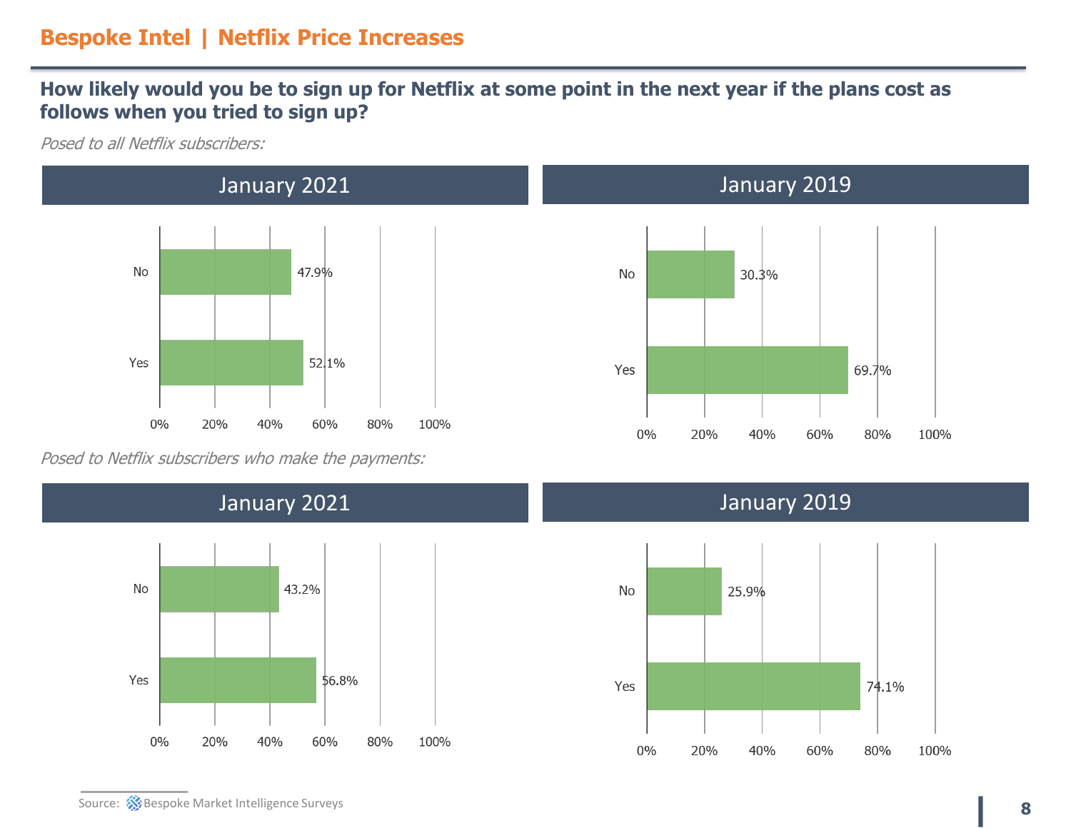## Bespoke Intel | Netflix Price Increases

### How likely would you be to sign up for Netflix at some point in the next year if the plans cost as follows when you tried to sign up?

*Posed to all Netflix subscribers:*

**January 2021**

| Response | Percentage |
| --- | --- |
| No | 47.9% |
| Yes | 52.1% |

**January 2019**

| Response | Percentage |
| --- | --- |
| No | 30.3% |
| Yes | 69.7% |

*Posed to Netflix subscribers who make the payments:*

**January 2021**

| Response | Percentage |
| --- | --- |
| No | 43.2% |
| Yes | 56.8% |

**January 2019**

| Response | Percentage |
| --- | --- |
| No | 25.9% |
| Yes | 74.1% |

Source: Bespoke Market Intelligence Surveys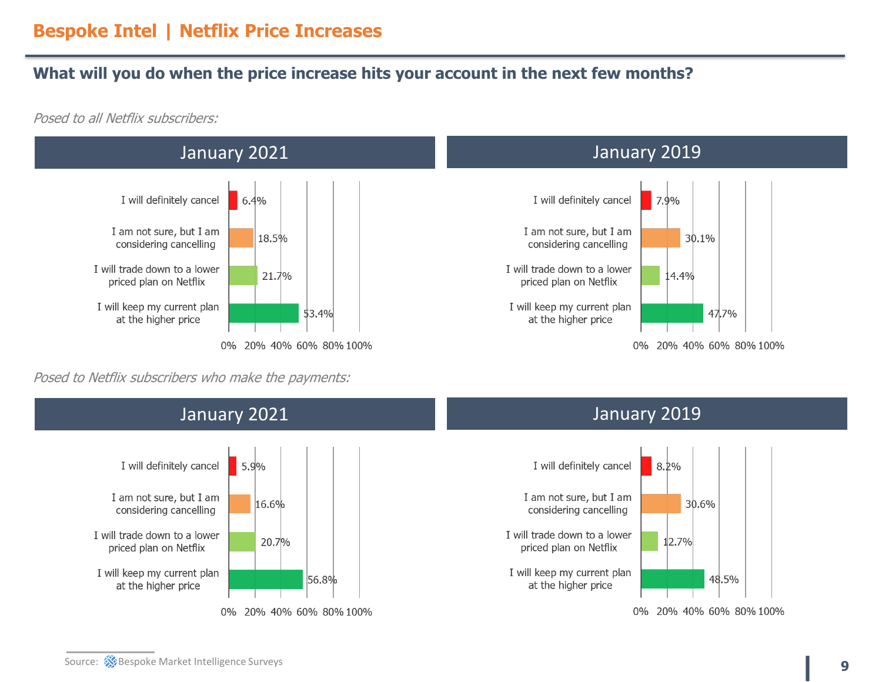# Bespoke Intel | Netflix Price Increases

## What will you do when the price increase hits your account in the next few months?

*Posed to all Netflix subscribers:*

| Response | January 2021 | January 2019 |
| --- | --- | --- |
| I will definitely cancel | 6.4% | 7.9% |
| I am not sure, but I am considering cancelling | 18.5% | 30.1% |
| I will trade down to a lower priced plan on Netflix | 21.7% | 14.4% |
| I will keep my current plan at the higher price | 53.4% | 47.7% |

*Posed to Netflix subscribers who make the payments:*

| Response | January 2021 | January 2019 |
| --- | --- | --- |
| I will definitely cancel | 5.9% | 8.2% |
| I am not sure, but I am considering cancelling | 16.6% | 30.6% |
| I will trade down to a lower priced plan on Netflix | 20.7% | 12.7% |
| I will keep my current plan at the higher price | 56.8% | 48.5% |

Source: Bespoke Market Intelligence Surveys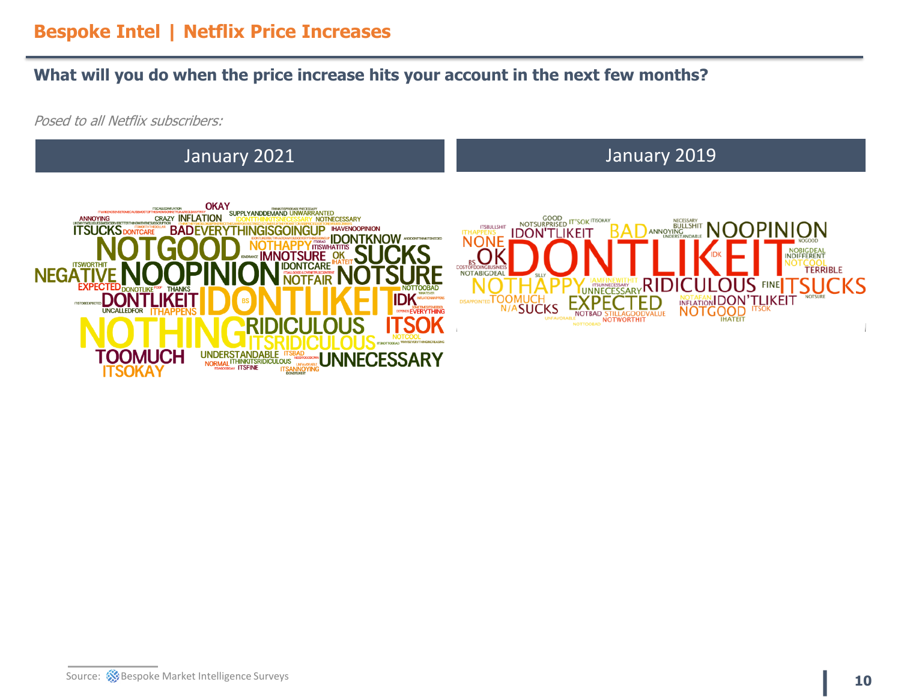# Bespoke Intel | Netflix Price Increases

## What will you do when the price increase hits your account in the next few months?

*Posed to all Netflix subscribers:*

| January 2021 | January 2019 |
|---|---|
| OKAY, ANNOYING, CRAZY, INFLATION, SUPPLYANDDEMAND, UNWARRANTED, NOTNECESSARY, ITSUCKS, DONTCARE, BAD, EVERYTHINGISGOINGUP, IHAVENOOPINION, NOTGOOD, NOTHAPPY, IDONTKNOW, ITISWHATITIS, IMNOTSURE, OK, SUCKS, ITSWORTHIT, IDONTCARE, IHATEIT, NEGATIVE, NOOPINION, NOTFAIR, NOTSURE, EXPECTED, DONOTLIKE, THANKS, NOTTOOBAD, DONTLIKEIT, IDONTLIKEIT, IDK, UNCALLEDFOR, ITHAPPENS, BS, EVERYTHING, NOTHING, RIDICULOUS, ITSOK, ITSRIDICULOUS, NOTCOOL, TOOMUCH, UNDERSTANDABLE, ITSBAD, UNNECESSARY, NORMAL, ITHINKITSRIDICULOUS, ITSOKAY, ITSFINE, ITSANNOYING, UNFAVORABLE | GOOD, NOTSURPRISED, IT'SOK, ITSOKAY, NECESSARY, BULLSHIT, ITSBULLSHIT, ITHAPPENS, IDON'TLIKEIT, BAD, ANNOYING, UNDERSTANDABLE, NOOPINION, NOGOOD, NONE, OK, DONTLIKEIT, NOBIGDEAL, INDIFFERENT, IDK, NOTCOOL, BS, COSTOFDOINGBUSINESS, TERRIBLE, NOTABIGDEAL, SILLY, NOTHAPPY, IAMFINEWITHIT, ITSUNNECESSARY, UNNECESSARY, RIDICULOUS, FINE, ITSUCKS, DISAPPOINTED, TOOMUCH, EXPECTED, NOTAFAN, INFLATION, IDON'TLIKEIT, NOTSURE, N/A, SUCKS, NOTBAD, STILLAGOODVALUE, NOTGOOD, ITSOK, UNFAVORABLE, NOTWORTHIT, IHATEIT, NOTTOOBAD |

Source: Bespoke Market Intelligence Surveys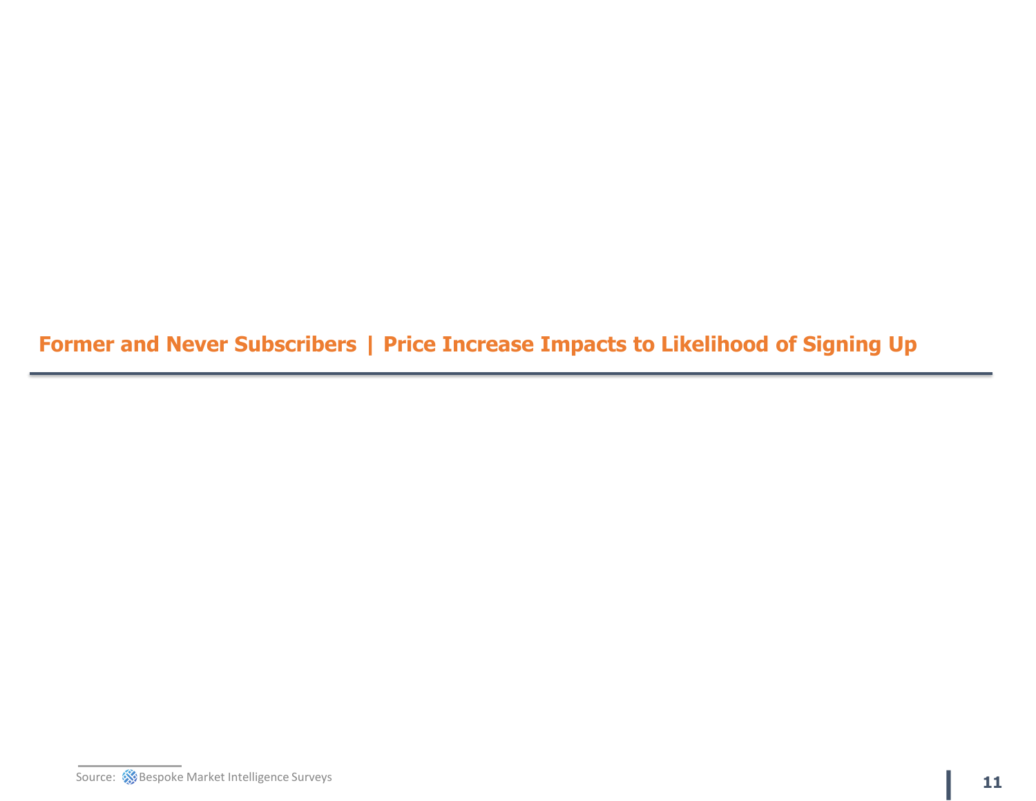## Former and Never Subscribers | Price Increase Impacts to Likelihood of Signing Up

Source: Bespoke Market Intelligence Surveys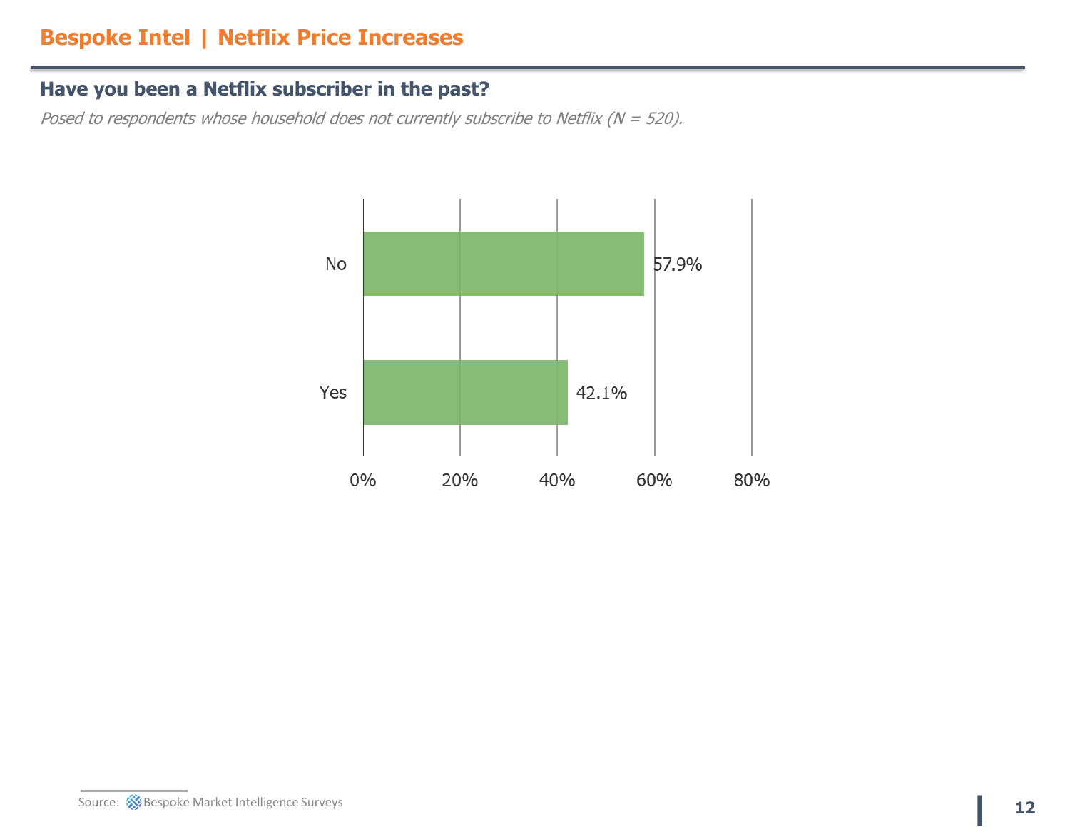## Have you been a Netflix subscriber in the past?

*Posed to respondents whose household does not currently subscribe to Netflix (N = 520).*

| Response | Percent |
|---|---|
| No | 57.9% |
| Yes | 42.1% |

Source: Bespoke Market Intelligence Surveys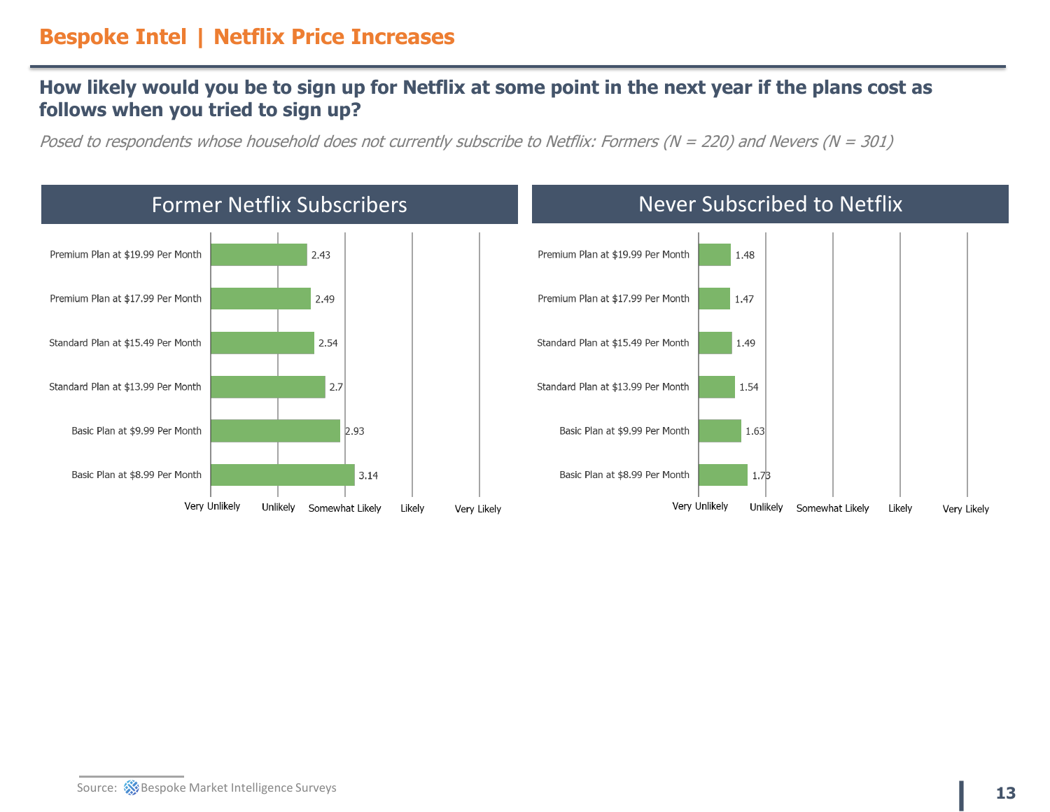# Bespoke Intel | Netflix Price Increases

## How likely would you be to sign up for Netflix at some point in the next year if the plans cost as follows when you tried to sign up?

*Posed to respondents whose household does not currently subscribe to Netflix: Formers (N = 220) and Nevers (N = 301)*

### Former Netflix Subscribers

| Plan | Score |
|---|---|
| Premium Plan at $19.99 Per Month | 2.43 |
| Premium Plan at $17.99 Per Month | 2.49 |
| Standard Plan at $15.49 Per Month | 2.54 |
| Standard Plan at $13.99 Per Month | 2.7 |
| Basic Plan at $9.99 Per Month | 2.93 |
| Basic Plan at $8.99 Per Month | 3.14 |

Scale: Very Unlikely, Unlikely, Somewhat Likely, Likely, Very Likely

### Never Subscribed to Netflix

| Plan | Score |
|---|---|
| Premium Plan at $19.99 Per Month | 1.48 |
| Premium Plan at $17.99 Per Month | 1.47 |
| Standard Plan at $15.49 Per Month | 1.49 |
| Standard Plan at $13.99 Per Month | 1.54 |
| Basic Plan at $9.99 Per Month | 1.63 |
| Basic Plan at $8.99 Per Month | 1.73 |

Scale: Very Unlikely, Unlikely, Somewhat Likely, Likely, Very Likely

Source: Bespoke Market Intelligence Surveys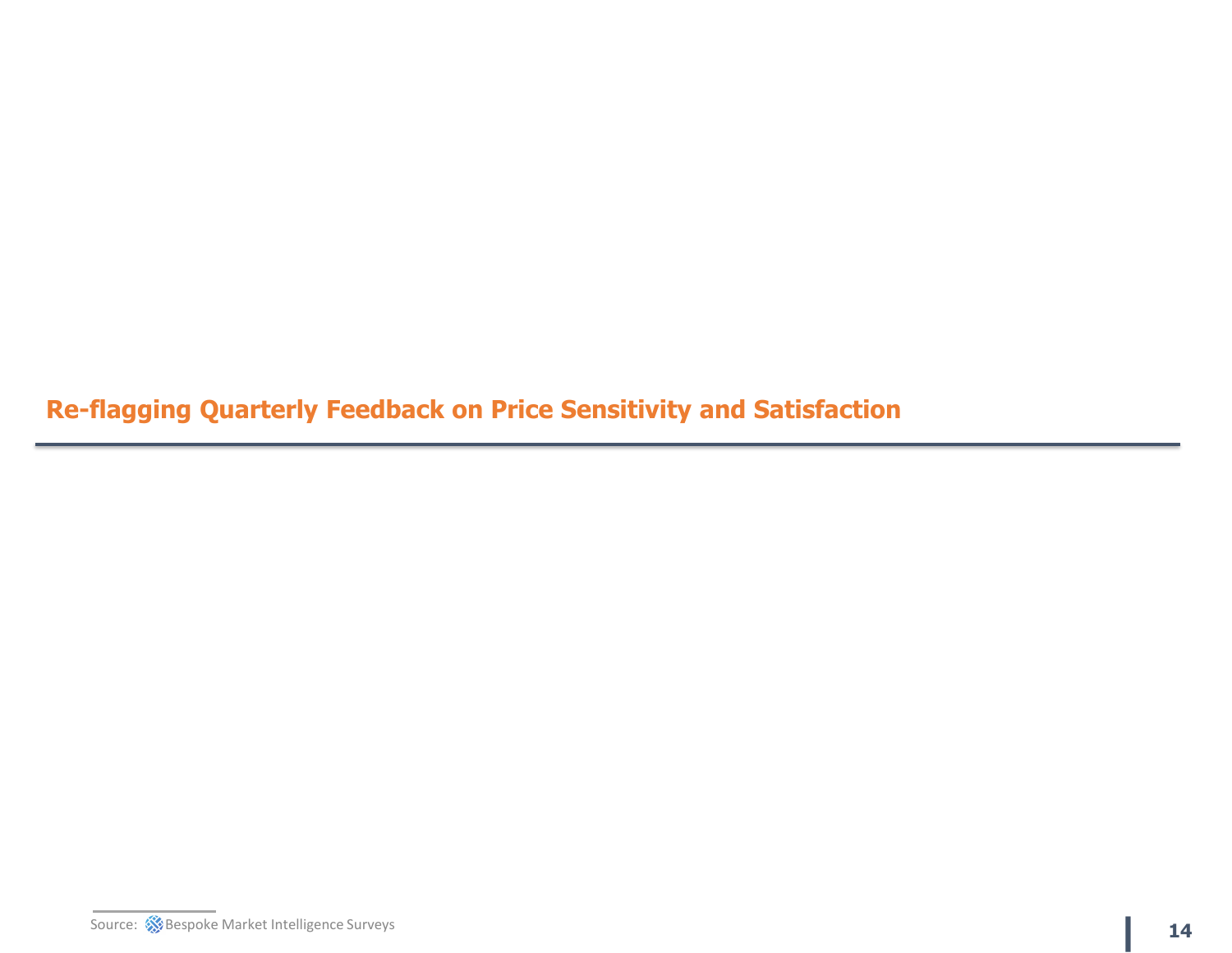## Re-flagging Quarterly Feedback on Price Sensitivity and Satisfaction

Source: Bespoke Market Intelligence Surveys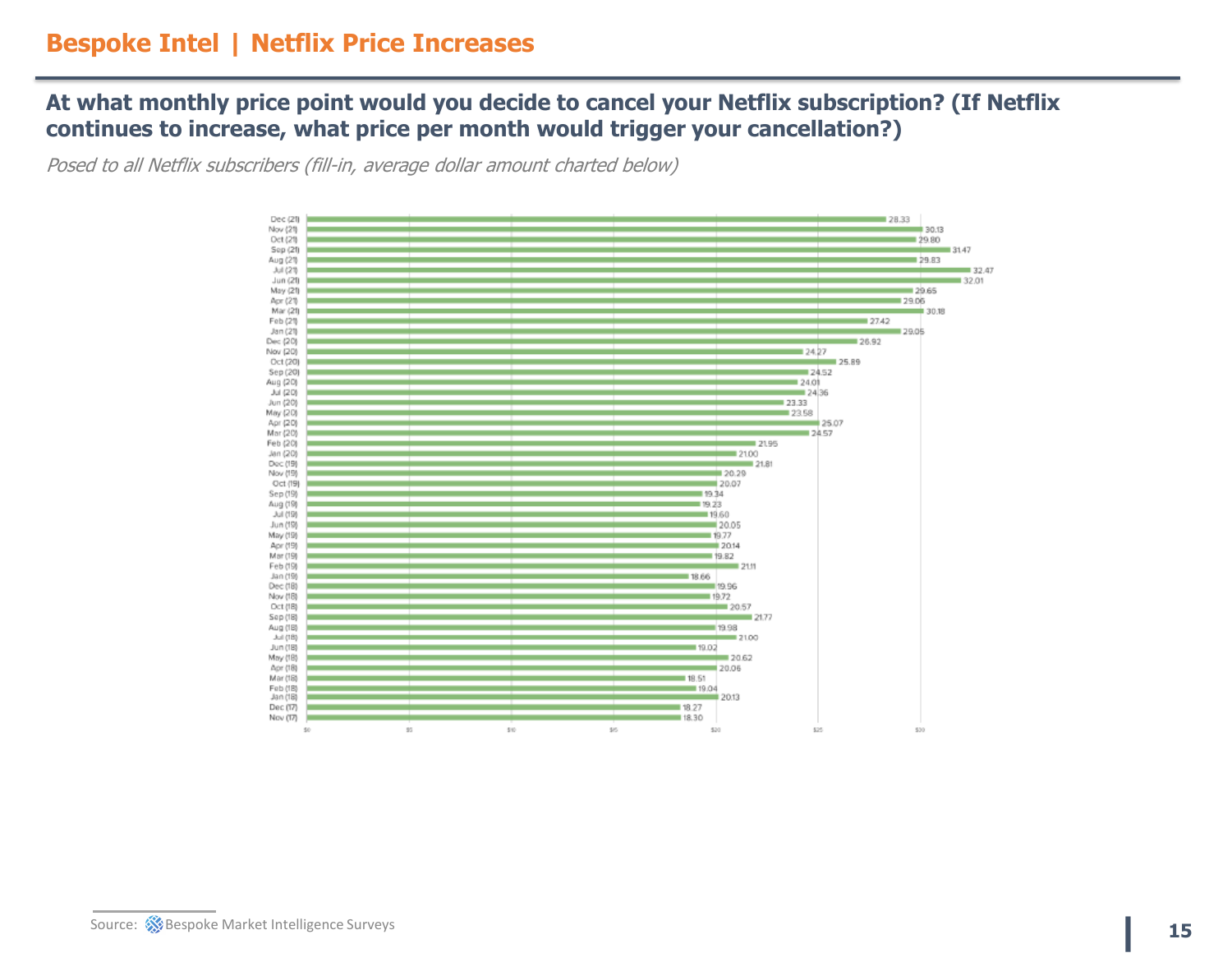# Bespoke Intel | Netflix Price Increases

## At what monthly price point would you decide to cancel your Netflix subscription? (If Netflix continues to increase, what price per month would trigger your cancellation?)

*Posed to all Netflix subscribers (fill-in, average dollar amount charted below)*

| Month | Average price ($) |
|---|---|
| Dec (21) | 28.33 |
| Nov (21) | 30.13 |
| Oct (21) | 29.80 |
| Sep (21) | 31.47 |
| Aug (21) | 29.83 |
| Jul (21) | 32.47 |
| Jun (21) | 32.01 |
| May (21) | 29.65 |
| Apr (21) | 29.06 |
| Mar (21) | 30.18 |
| Feb (21) | 27.42 |
| Jan (21) | 29.05 |
| Dec (20) | 26.92 |
| Nov (20) | 24.27 |
| Oct (20) | 25.89 |
| Sep (20) | 24.52 |
| Aug (20) | 24.01 |
| Jul (20) | 24.36 |
| Jun (20) | 23.33 |
| May (20) | 23.58 |
| Apr (20) | 25.07 |
| Mar (20) | 24.57 |
| Feb (20) | 21.95 |
| Jan (20) | 21.00 |
| Dec (19) | 21.81 |
| Nov (19) | 20.29 |
| Oct (19) | 20.07 |
| Sep (19) | 19.34 |
| Aug (19) | 19.23 |
| Jul (19) | 19.60 |
| Jun (19) | 20.05 |
| May (19) | 19.77 |
| Apr (19) | 20.14 |
| Mar (19) | 19.82 |
| Feb (19) | 21.11 |
| Jan (19) | 18.66 |
| Dec (18) | 19.96 |
| Nov (18) | 19.72 |
| Oct (18) | 20.57 |
| Sep (18) | 21.77 |
| Aug (18) | 19.98 |
| Jul (18) | 21.00 |
| Jun (18) | 19.02 |
| May (18) | 20.62 |
| Apr (18) | 20.06 |
| Mar (18) | 18.51 |
| Feb (18) | 19.04 |
| Jan (18) | 20.13 |
| Dec (17) | 18.27 |
| Nov (17) | 18.30 |

Source: Bespoke Market Intelligence Surveys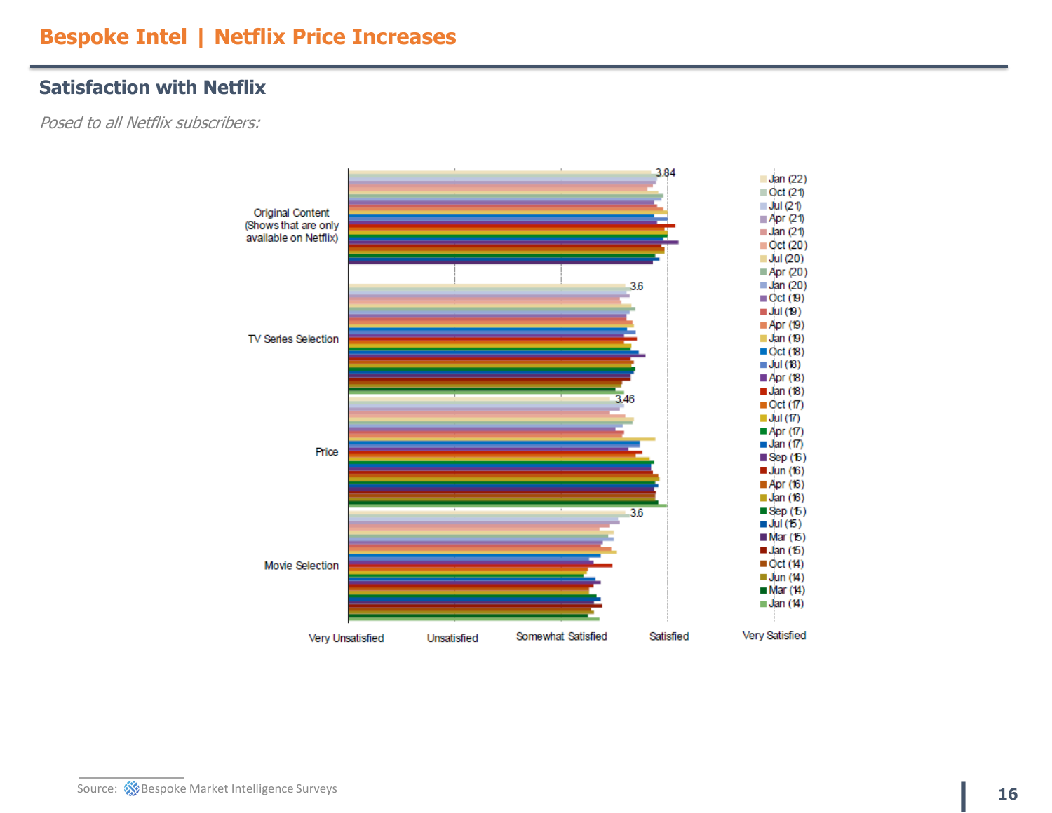## Satisfaction with Netflix

*Posed to all Netflix subscribers:*

Original Content (Shows that are only available on Netflix)

3.84

TV Series Selection

3.6

Price

3.46

Movie Selection

3.6

Very Unsatisfied

Unsatisfied

Somewhat Satisfied

Satisfied

Very Satisfied

Jan (22)
Oct (21)
Jul (21)
Apr (21)
Jan (21)
Oct (20)
Jul (20)
Apr (20)
Jan (20)
Oct (19)
Jul (19)
Apr (19)
Jan (19)
Oct (18)
Jul (18)
Apr (18)
Jan (18)
Oct (17)
Jul (17)
Apr (17)
Jan (17)
Sep (16)
Jun (16)
Apr (16)
Jan (16)
Sep (15)
Jul (15)
Mar (15)
Jan (15)
Oct (14)
Jun (14)
Mar (14)
Jan (14)

Source: Bespoke Market Intelligence Surveys